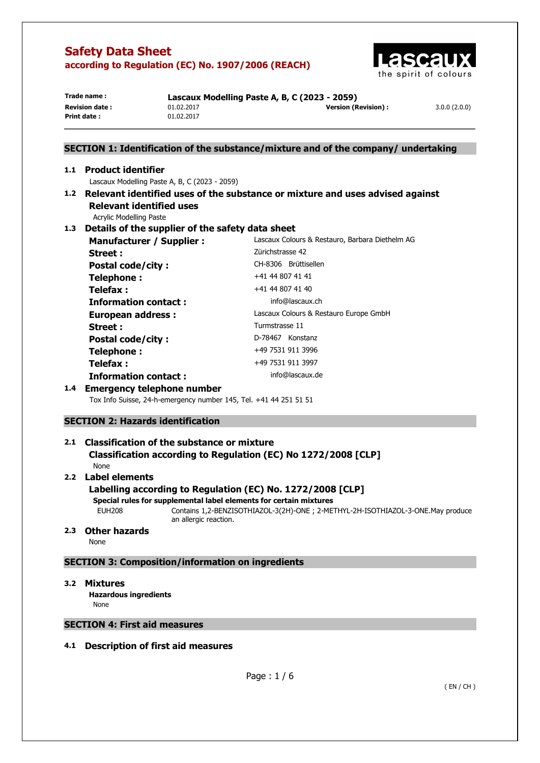# Safety Data Sheet
## according to Regulation (EC) No. 1907/2006 (REACH)

| | | | |
|---|---|---|---|
| **Trade name :** | **Lascaux Modelling Paste A, B, C (2023 - 2059)** | | |
| **Revision date :** | 01.02.2017 | **Version (Revision) :** | 3.0.0 (2.0.0) |
| **Print date :** | 01.02.2017 | | |

## SECTION 1: Identification of the substance/mixture and of the company/ undertaking

### 1.1 Product identifier

Lascaux Modelling Paste A, B, C (2023 - 2059)

### 1.2 Relevant identified uses of the substance or mixture and uses advised against

**Relevant identified uses**

Acrylic Modelling Paste

### 1.3 Details of the supplier of the safety data sheet

| | |
|---|---|
| **Manufacturer / Supplier :** | Lascaux Colours & Restauro, Barbara Diethelm AG |
| **Street :** | Zürichstrasse 42 |
| **Postal code/city :** | CH-8306 Brüttisellen |
| **Telephone :** | +41 44 807 41 41 |
| **Telefax :** | +41 44 807 41 40 |
| **Information contact :** | info@lascaux.ch |
| **European address :** | Lascaux Colours & Restauro Europe GmbH |
| **Street :** | Turmstrasse 11 |
| **Postal code/city :** | D-78467 Konstanz |
| **Telephone :** | +49 7531 911 3996 |
| **Telefax :** | +49 7531 911 3997 |
| **Information contact :** | info@lascaux.de |

### 1.4 Emergency telephone number

Tox Info Suisse, 24-h-emergency number 145, Tel. +41 44 251 51 51

## SECTION 2: Hazards identification

### 2.1 Classification of the substance or mixture

**Classification according to Regulation (EC) No 1272/2008 [CLP]**

None

### 2.2 Label elements

**Labelling according to Regulation (EC) No. 1272/2008 [CLP]**

**Special rules for supplemental label elements for certain mixtures**

EUH208 Contains 1,2-BENZISOTHIAZOL-3(2H)-ONE ; 2-METHYL-2H-ISOTHIAZOL-3-ONE.May produce an allergic reaction.

### 2.3 Other hazards

None

## SECTION 3: Composition/information on ingredients

### 3.2 Mixtures

**Hazardous ingredients**

None

## SECTION 4: First aid measures

### 4.1 Description of first aid measures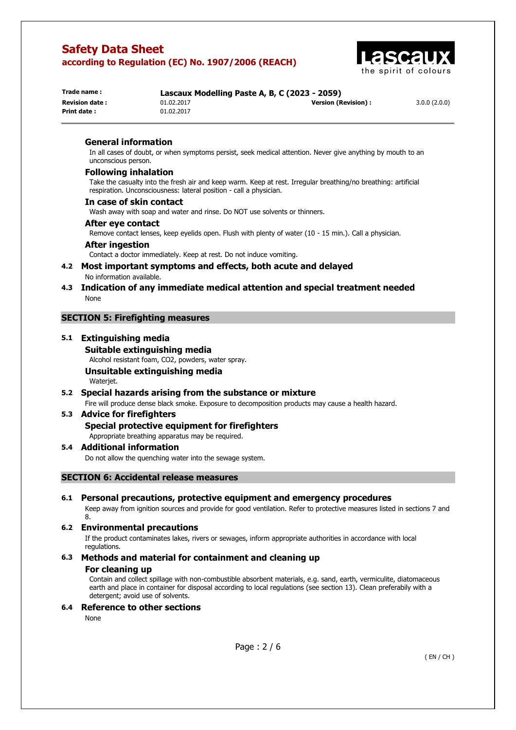#### General information

In all cases of doubt, or when symptoms persist, seek medical attention. Never give anything by mouth to an unconscious person.

#### Following inhalation

Take the casualty into the fresh air and keep warm. Keep at rest. Irregular breathing/no breathing: artificial respiration. Unconsciousness: lateral position - call a physician.

#### In case of skin contact

Wash away with soap and water and rinse. Do NOT use solvents or thinners.

#### After eye contact

Remove contact lenses, keep eyelids open. Flush with plenty of water (10 - 15 min.). Call a physician.

#### After ingestion

Contact a doctor immediately. Keep at rest. Do not induce vomiting.

### 4.2 Most important symptoms and effects, both acute and delayed

No information available.

### 4.3 Indication of any immediate medical attention and special treatment needed

None

## SECTION 5: Firefighting measures

### 5.1 Extinguishing media

#### Suitable extinguishing media

Alcohol resistant foam, $CO_2$, powders, water spray.

#### Unsuitable extinguishing media

Waterjet.

### 5.2 Special hazards arising from the substance or mixture

Fire will produce dense black smoke. Exposure to decomposition products may cause a health hazard.

### 5.3 Advice for firefighters

#### Special protective equipment for firefighters

Appropriate breathing apparatus may be required.

### 5.4 Additional information

Do not allow the quenching water into the sewage system.

## SECTION 6: Accidental release measures

### 6.1 Personal precautions, protective equipment and emergency procedures

Keep away from ignition sources and provide for good ventilation. Refer to protective measures listed in sections 7 and 8.

### 6.2 Environmental precautions

If the product contaminates lakes, rivers or sewages, inform appropriate authorities in accordance with local regulations.

### 6.3 Methods and material for containment and cleaning up

#### For cleaning up

Contain and collect spillage with non-combustible absorbent materials, e.g. sand, earth, vermiculite, diatomaceous earth and place in container for disposal according to local regulations (see section 13). Clean preferabily with a detergent; avoid use of solvents.

### 6.4 Reference to other sections

None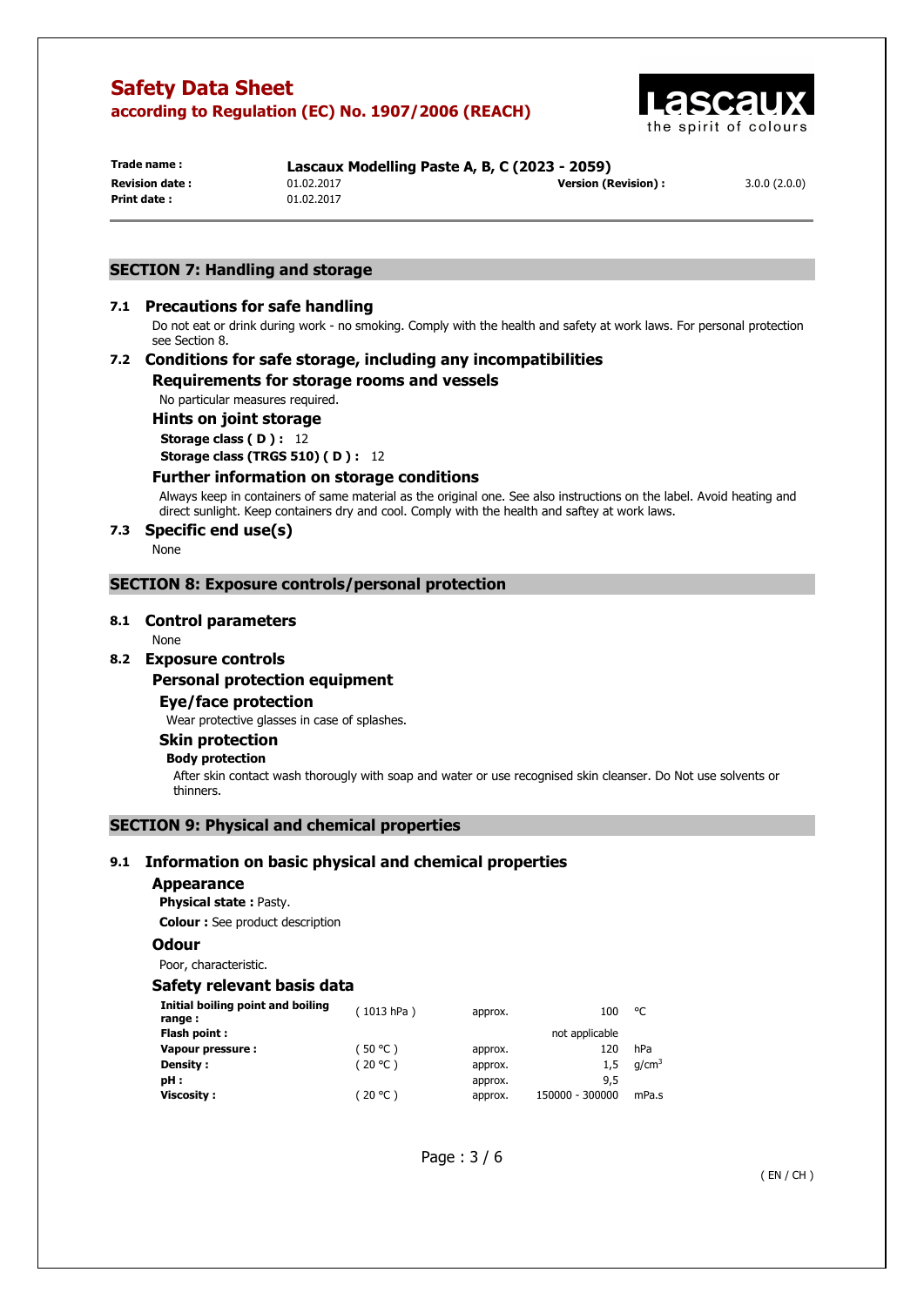## SECTION 7: Handling and storage

### 7.1 Precautions for safe handling

Do not eat or drink during work - no smoking. Comply with the health and safety at work laws. For personal protection see Section 8.

### 7.2 Conditions for safe storage, including any incompatibilities

#### Requirements for storage rooms and vessels

No particular measures required.

#### Hints on joint storage

**Storage class ( D ) :** 12

**Storage class (TRGS 510) ( D ) :** 12

#### Further information on storage conditions

Always keep in containers of same material as the original one. See also instructions on the label. Avoid heating and direct sunlight. Keep containers dry and cool. Comply with the health and saftey at work laws.

### 7.3 Specific end use(s)

None

## SECTION 8: Exposure controls/personal protection

### 8.1 Control parameters

None

### 8.2 Exposure controls

#### Personal protection equipment

##### Eye/face protection

Wear protective glasses in case of splashes.

##### Skin protection

**Body protection**

After skin contact wash thorougly with soap and water or use recognised skin cleanser. Do Not use solvents or thinners.

## SECTION 9: Physical and chemical properties

### 9.1 Information on basic physical and chemical properties

#### Appearance

**Physical state :** Pasty.

**Colour :** See product description

#### Odour

Poor, characteristic.

#### Safety relevant basis data

| | | | | |
|---|---|---|---|---|
| **Initial boiling point and boiling range :** | ( 1013 hPa ) | approx. | 100 | °C |
| **Flash point :** | | | not applicable | |
| **Vapour pressure :** | ( 50 °C ) | approx. | 120 | hPa |
| **Density :** | ( 20 °C ) | approx. | 1,5 | $g/cm^3$ |
| **pH :** | | approx. | 9,5 | |
| **Viscosity :** | ( 20 °C ) | approx. | 150000 - 300000 | mPa.s |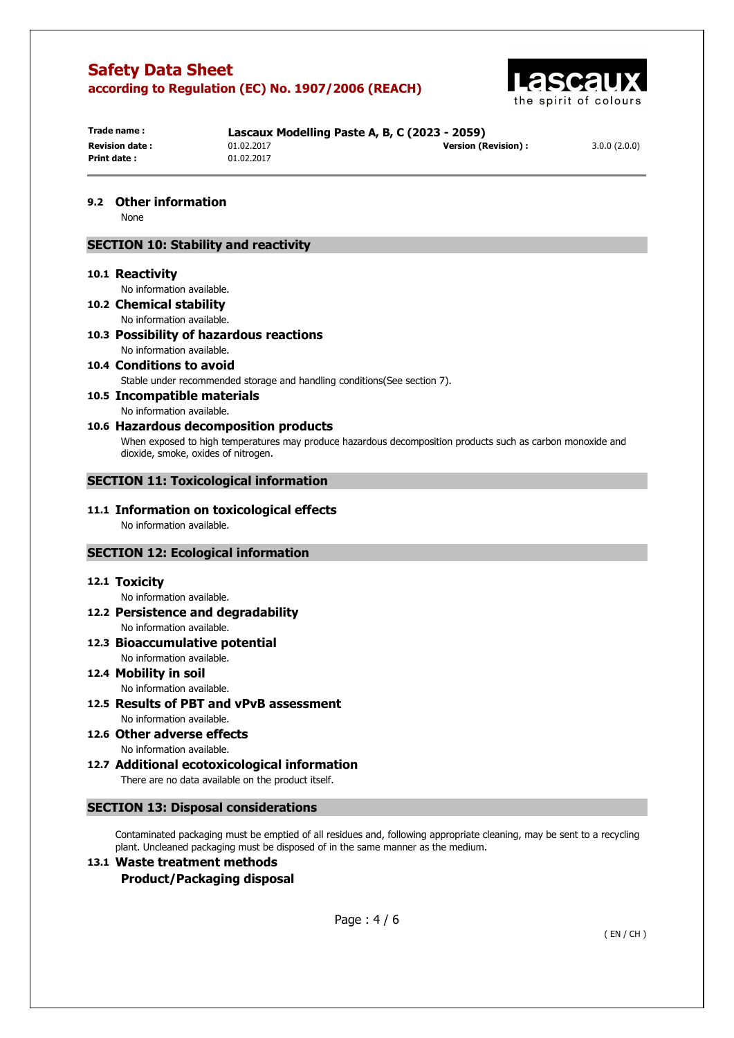### 9.2 Other information

None

## SECTION 10: Stability and reactivity

### 10.1 Reactivity

No information available.

### 10.2 Chemical stability

No information available.

### 10.3 Possibility of hazardous reactions

No information available.

### 10.4 Conditions to avoid

Stable under recommended storage and handling conditions(See section 7).

### 10.5 Incompatible materials

No information available.

### 10.6 Hazardous decomposition products

When exposed to high temperatures may produce hazardous decomposition products such as carbon monoxide and dioxide, smoke, oxides of nitrogen.

## SECTION 11: Toxicological information

### 11.1 Information on toxicological effects

No information available.

## SECTION 12: Ecological information

### 12.1 Toxicity

No information available.

### 12.2 Persistence and degradability

No information available.

### 12.3 Bioaccumulative potential

No information available.

### 12.4 Mobility in soil

No information available.

### 12.5 Results of PBT and vPvB assessment

No information available.

### 12.6 Other adverse effects

No information available.

### 12.7 Additional ecotoxicological information

There are no data available on the product itself.

## SECTION 13: Disposal considerations

Contaminated packaging must be emptied of all residues and, following appropriate cleaning, may be sent to a recycling plant. Uncleaned packaging must be disposed of in the same manner as the medium.

### 13.1 Waste treatment methods

**Product/Packaging disposal**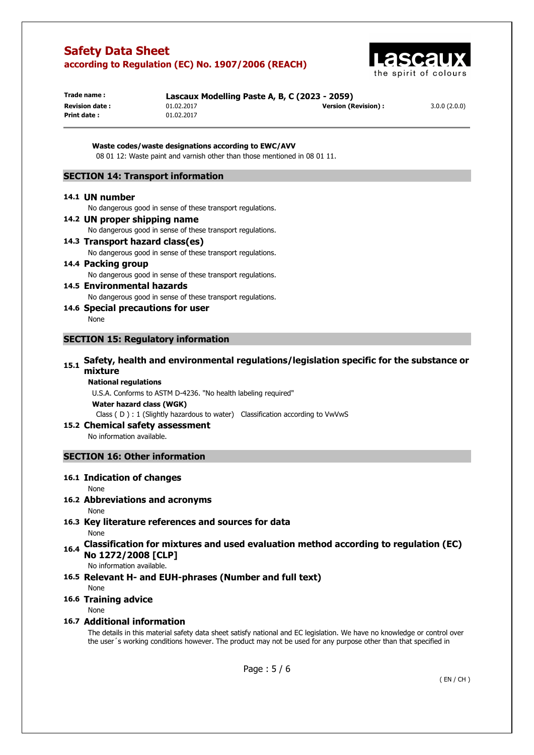**Waste codes/waste designations according to EWC/AVV**

08 01 12: Waste paint and varnish other than those mentioned in 08 01 11.

## SECTION 14: Transport information

### 14.1 UN number

No dangerous good in sense of these transport regulations.

### 14.2 UN proper shipping name

No dangerous good in sense of these transport regulations.

### 14.3 Transport hazard class(es)

No dangerous good in sense of these transport regulations.

### 14.4 Packing group

No dangerous good in sense of these transport regulations.

### 14.5 Environmental hazards

No dangerous good in sense of these transport regulations.

### 14.6 Special precautions for user

None

## SECTION 15: Regulatory information

### 15.1 Safety, health and environmental regulations/legislation specific for the substance or mixture

**National regulations**

U.S.A. Conforms to ASTM D-4236. "No health labeling required"

**Water hazard class (WGK)**

Class ( D ) : 1 (Slightly hazardous to water) Classification according to VwVwS

### 15.2 Chemical safety assessment

No information available.

## SECTION 16: Other information

### 16.1 Indication of changes

None

### 16.2 Abbreviations and acronyms

None

### 16.3 Key literature references and sources for data

None

### 16.4 Classification for mixtures and used evaluation method according to regulation (EC) No 1272/2008 [CLP]

No information available.

### 16.5 Relevant H- and EUH-phrases (Number and full text)

None

### 16.6 Training advice

None

### 16.7 Additional information

The details in this material safety data sheet satisfy national and EC legislation. We have no knowledge or control over the user´s working conditions however. The product may not be used for any purpose other than that specified in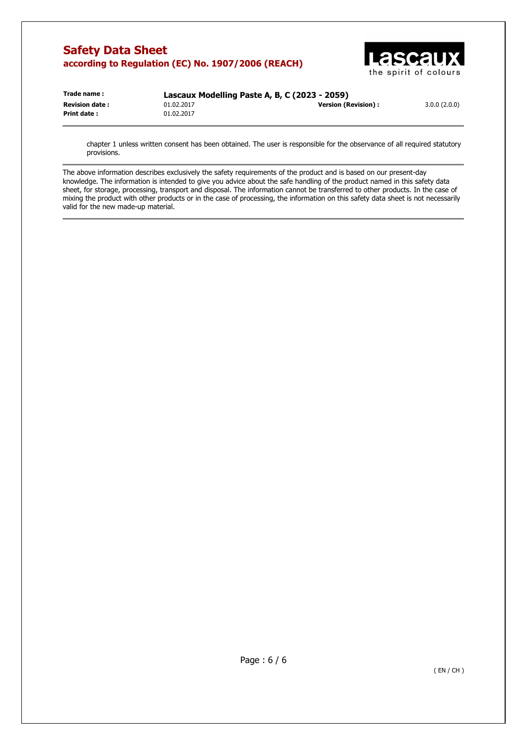chapter 1 unless written consent has been obtained. The user is responsible for the observance of all required statutory provisions.

---

The above information describes exclusively the safety requirements of the product and is based on our present-day knowledge. The information is intended to give you advice about the safe handling of the product named in this safety data sheet, for storage, processing, transport and disposal. The information cannot be transferred to other products. In the case of mixing the product with other products or in the case of processing, the information on this safety data sheet is not necessarily valid for the new made-up material.